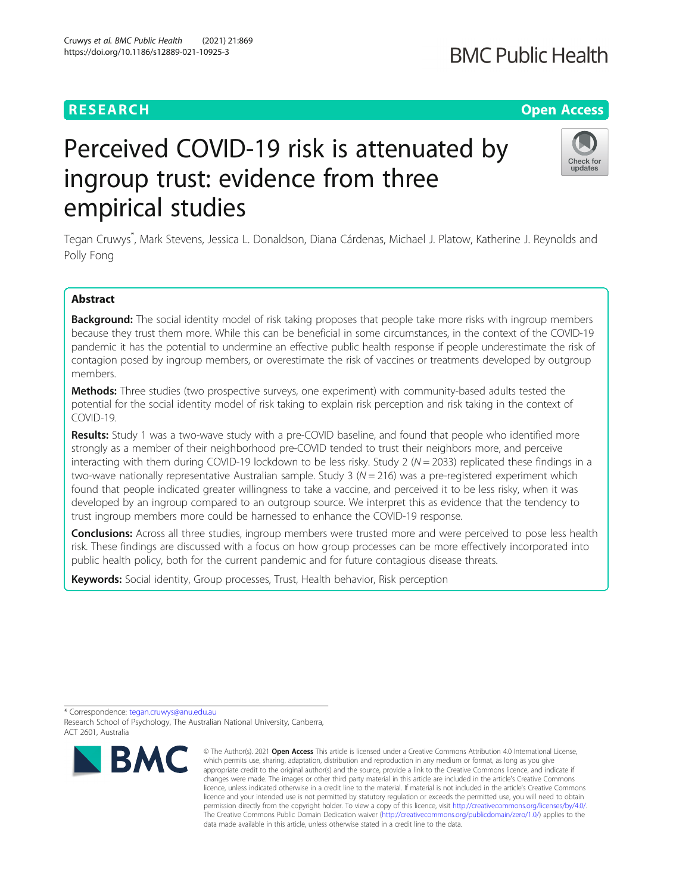RESEARCH

Open Access

# Perceived COVID-19 risk is attenuated by ingroup trust: evidence from three empirical studies

Tegan Cruwys*, Mark Stevens, Jessica L. Donaldson, Diana Cárdenas, Michael J. Platow, Katherine J. Reynolds and Polly Fong

## Abstract

**Background:** The social identity model of risk taking proposes that people take more risks with ingroup members because they trust them more. While this can be beneficial in some circumstances, in the context of the COVID-19 pandemic it has the potential to undermine an effective public health response if people underestimate the risk of contagion posed by ingroup members, or overestimate the risk of vaccines or treatments developed by outgroup members.

**Methods:** Three studies (two prospective surveys, one experiment) with community-based adults tested the potential for the social identity model of risk taking to explain risk perception and risk taking in the context of COVID-19.

**Results:** Study 1 was a two-wave study with a pre-COVID baseline, and found that people who identified more strongly as a member of their neighborhood pre-COVID tended to trust their neighbors more, and perceive interacting with them during COVID-19 lockdown to be less risky. Study 2 ($N = 2033$) replicated these findings in a two-wave nationally representative Australian sample. Study 3 ($N = 216$) was a pre-registered experiment which found that people indicated greater willingness to take a vaccine, and perceived it to be less risky, when it was developed by an ingroup compared to an outgroup source. We interpret this as evidence that the tendency to trust ingroup members more could be harnessed to enhance the COVID-19 response.

**Conclusions:** Across all three studies, ingroup members were trusted more and were perceived to pose less health risk. These findings are discussed with a focus on how group processes can be more effectively incorporated into public health policy, both for the current pandemic and for future contagious disease threats.

**Keywords:** Social identity, Group processes, Trust, Health behavior, Risk perception

* Correspondence: tegan.cruwys@anu.edu.au
Research School of Psychology, The Australian National University, Canberra, ACT 2601, Australia

© The Author(s). 2021 **Open Access** This article is licensed under a Creative Commons Attribution 4.0 International License, which permits use, sharing, adaptation, distribution and reproduction in any medium or format, as long as you give appropriate credit to the original author(s) and the source, provide a link to the Creative Commons licence, and indicate if changes were made. The images or other third party material in this article are included in the article's Creative Commons licence, unless indicated otherwise in a credit line to the material. If material is not included in the article's Creative Commons licence and your intended use is not permitted by statutory regulation or exceeds the permitted use, you will need to obtain permission directly from the copyright holder. To view a copy of this licence, visit http://creativecommons.org/licenses/by/4.0/. The Creative Commons Public Domain Dedication waiver (http://creativecommons.org/publicdomain/zero/1.0/) applies to the data made available in this article, unless otherwise stated in a credit line to the data.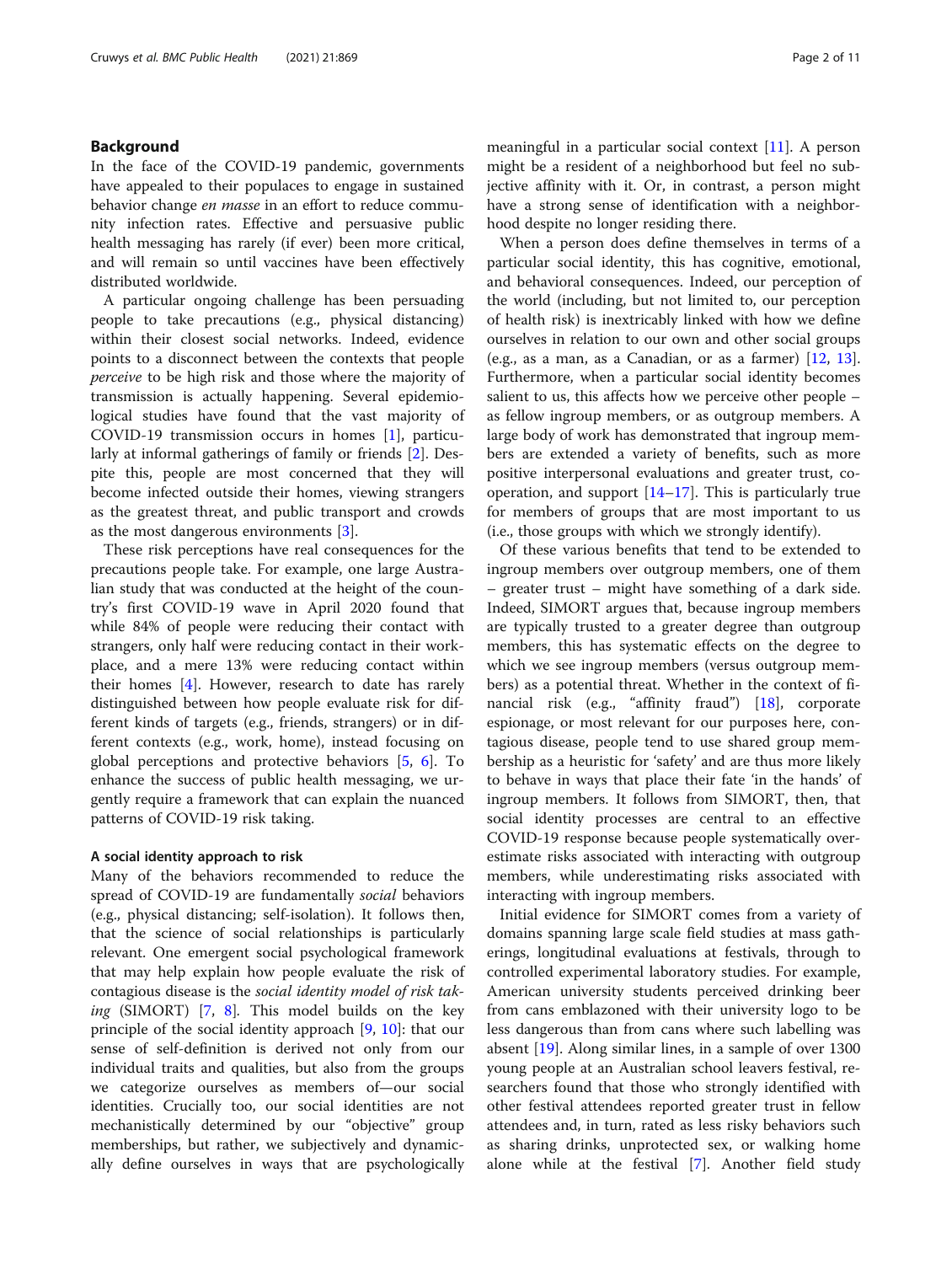## Background

In the face of the COVID-19 pandemic, governments have appealed to their populaces to engage in sustained behavior change *en masse* in an effort to reduce community infection rates. Effective and persuasive public health messaging has rarely (if ever) been more critical, and will remain so until vaccines have been effectively distributed worldwide.

A particular ongoing challenge has been persuading people to take precautions (e.g., physical distancing) within their closest social networks. Indeed, evidence points to a disconnect between the contexts that people *perceive* to be high risk and those where the majority of transmission is actually happening. Several epidemiological studies have found that the vast majority of COVID-19 transmission occurs in homes [1], particularly at informal gatherings of family or friends [2]. Despite this, people are most concerned that they will become infected outside their homes, viewing strangers as the greatest threat, and public transport and crowds as the most dangerous environments [3].

These risk perceptions have real consequences for the precautions people take. For example, one large Australian study that was conducted at the height of the country's first COVID-19 wave in April 2020 found that while 84% of people were reducing their contact with strangers, only half were reducing contact in their workplace, and a mere 13% were reducing contact within their homes [4]. However, research to date has rarely distinguished between how people evaluate risk for different kinds of targets (e.g., friends, strangers) or in different contexts (e.g., work, home), instead focusing on global perceptions and protective behaviors [5, 6]. To enhance the success of public health messaging, we urgently require a framework that can explain the nuanced patterns of COVID-19 risk taking.

### A social identity approach to risk

Many of the behaviors recommended to reduce the spread of COVID-19 are fundamentally *social* behaviors (e.g., physical distancing; self-isolation). It follows then, that the science of social relationships is particularly relevant. One emergent social psychological framework that may help explain how people evaluate the risk of contagious disease is the *social identity model of risk taking* (SIMORT) [7, 8]. This model builds on the key principle of the social identity approach [9, 10]: that our sense of self-definition is derived not only from our individual traits and qualities, but also from the groups we categorize ourselves as members of—our social identities. Crucially too, our social identities are not mechanistically determined by our "objective" group memberships, but rather, we subjectively and dynamically define ourselves in ways that are psychologically meaningful in a particular social context [11]. A person might be a resident of a neighborhood but feel no subjective affinity with it. Or, in contrast, a person might have a strong sense of identification with a neighborhood despite no longer residing there.

When a person does define themselves in terms of a particular social identity, this has cognitive, emotional, and behavioral consequences. Indeed, our perception of the world (including, but not limited to, our perception of health risk) is inextricably linked with how we define ourselves in relation to our own and other social groups (e.g., as a man, as a Canadian, or as a farmer) [12, 13]. Furthermore, when a particular social identity becomes salient to us, this affects how we perceive other people – as fellow ingroup members, or as outgroup members. A large body of work has demonstrated that ingroup members are extended a variety of benefits, such as more positive interpersonal evaluations and greater trust, cooperation, and support [14–17]. This is particularly true for members of groups that are most important to us (i.e., those groups with which we strongly identify).

Of these various benefits that tend to be extended to ingroup members over outgroup members, one of them – greater trust – might have something of a dark side. Indeed, SIMORT argues that, because ingroup members are typically trusted to a greater degree than outgroup members, this has systematic effects on the degree to which we see ingroup members (versus outgroup members) as a potential threat. Whether in the context of financial risk (e.g., "affinity fraud") [18], corporate espionage, or most relevant for our purposes here, contagious disease, people tend to use shared group membership as a heuristic for 'safety' and are thus more likely to behave in ways that place their fate 'in the hands' of ingroup members. It follows from SIMORT, then, that social identity processes are central to an effective COVID-19 response because people systematically overestimate risks associated with interacting with outgroup members, while underestimating risks associated with interacting with ingroup members.

Initial evidence for SIMORT comes from a variety of domains spanning large scale field studies at mass gatherings, longitudinal evaluations at festivals, through to controlled experimental laboratory studies. For example, American university students perceived drinking beer from cans emblazoned with their university logo to be less dangerous than from cans where such labelling was absent [19]. Along similar lines, in a sample of over 1300 young people at an Australian school leavers festival, researchers found that those who strongly identified with other festival attendees reported greater trust in fellow attendees and, in turn, rated as less risky behaviors such as sharing drinks, unprotected sex, or walking home alone while at the festival [7]. Another field study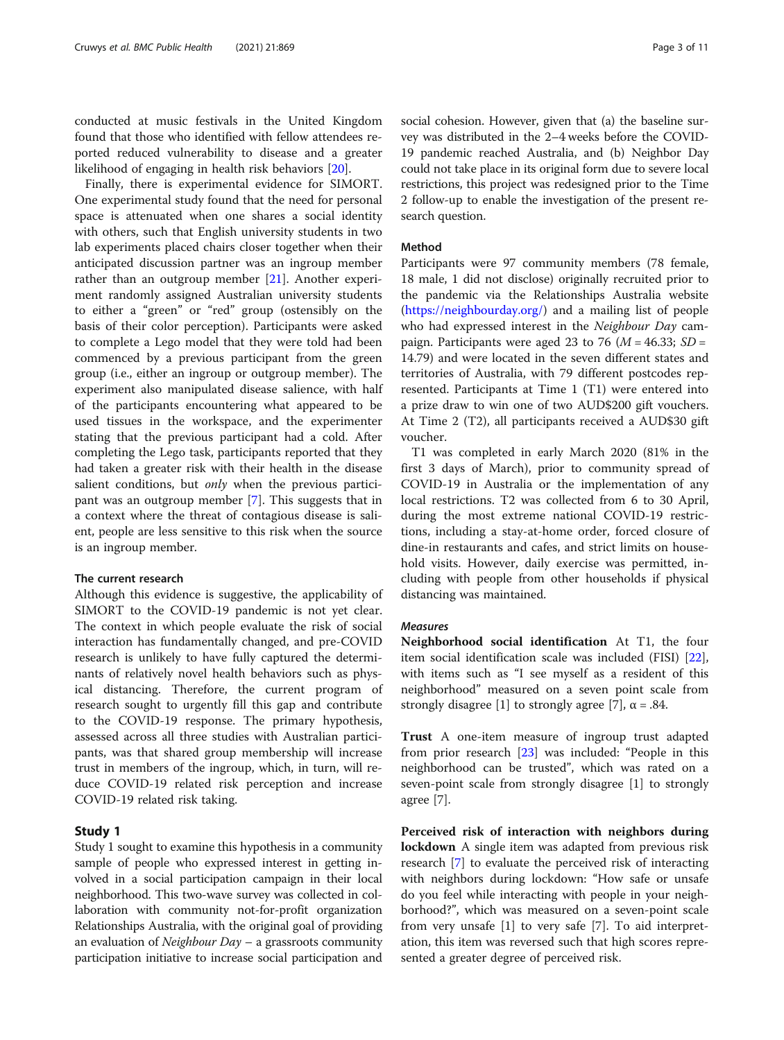conducted at music festivals in the United Kingdom found that those who identified with fellow attendees reported reduced vulnerability to disease and a greater likelihood of engaging in health risk behaviors [20].

Finally, there is experimental evidence for SIMORT. One experimental study found that the need for personal space is attenuated when one shares a social identity with others, such that English university students in two lab experiments placed chairs closer together when their anticipated discussion partner was an ingroup member rather than an outgroup member [21]. Another experiment randomly assigned Australian university students to either a "green" or "red" group (ostensibly on the basis of their color perception). Participants were asked to complete a Lego model that they were told had been commenced by a previous participant from the green group (i.e., either an ingroup or outgroup member). The experiment also manipulated disease salience, with half of the participants encountering what appeared to be used tissues in the workspace, and the experimenter stating that the previous participant had a cold. After completing the Lego task, participants reported that they had taken a greater risk with their health in the disease salient conditions, but *only* when the previous participant was an outgroup member [7]. This suggests that in a context where the threat of contagious disease is salient, people are less sensitive to this risk when the source is an ingroup member.

### The current research

Although this evidence is suggestive, the applicability of SIMORT to the COVID-19 pandemic is not yet clear. The context in which people evaluate the risk of social interaction has fundamentally changed, and pre-COVID research is unlikely to have fully captured the determinants of relatively novel health behaviors such as physical distancing. Therefore, the current program of research sought to urgently fill this gap and contribute to the COVID-19 response. The primary hypothesis, assessed across all three studies with Australian participants, was that shared group membership will increase trust in members of the ingroup, which, in turn, will reduce COVID-19 related risk perception and increase COVID-19 related risk taking.

## Study 1

Study 1 sought to examine this hypothesis in a community sample of people who expressed interest in getting involved in a social participation campaign in their local neighborhood. This two-wave survey was collected in collaboration with community not-for-profit organization Relationships Australia, with the original goal of providing an evaluation of *Neighbour Day* – a grassroots community participation initiative to increase social participation and social cohesion. However, given that (a) the baseline survey was distributed in the 2–4 weeks before the COVID-19 pandemic reached Australia, and (b) Neighbor Day could not take place in its original form due to severe local restrictions, this project was redesigned prior to the Time 2 follow-up to enable the investigation of the present research question.

### Method

Participants were 97 community members (78 female, 18 male, 1 did not disclose) originally recruited prior to the pandemic via the Relationships Australia website (https://neighbourday.org/) and a mailing list of people who had expressed interest in the *Neighbour Day* campaign. Participants were aged 23 to 76 ($M = 46.33$; $SD = 14.79$) and were located in the seven different states and territories of Australia, with 79 different postcodes represented. Participants at Time 1 (T1) were entered into a prize draw to win one of two AUD$200 gift vouchers. At Time 2 (T2), all participants received a AUD$30 gift voucher.

T1 was completed in early March 2020 (81% in the first 3 days of March), prior to community spread of COVID-19 in Australia or the implementation of any local restrictions. T2 was collected from 6 to 30 April, during the most extreme national COVID-19 restrictions, including a stay-at-home order, forced closure of dine-in restaurants and cafes, and strict limits on household visits. However, daily exercise was permitted, including with people from other households if physical distancing was maintained.

#### *Measures*

**Neighborhood social identification** At T1, the four item social identification scale was included (FISI) [22], with items such as "I see myself as a resident of this neighborhood" measured on a seven point scale from strongly disagree [1] to strongly agree [7], $\alpha = .84$.

**Trust** A one-item measure of ingroup trust adapted from prior research [23] was included: "People in this neighborhood can be trusted", which was rated on a seven-point scale from strongly disagree [1] to strongly agree [7].

**Perceived risk of interaction with neighbors during lockdown** A single item was adapted from previous risk research [7] to evaluate the perceived risk of interacting with neighbors during lockdown: "How safe or unsafe do you feel while interacting with people in your neighborhood?", which was measured on a seven-point scale from very unsafe [1] to very safe [7]. To aid interpretation, this item was reversed such that high scores represented a greater degree of perceived risk.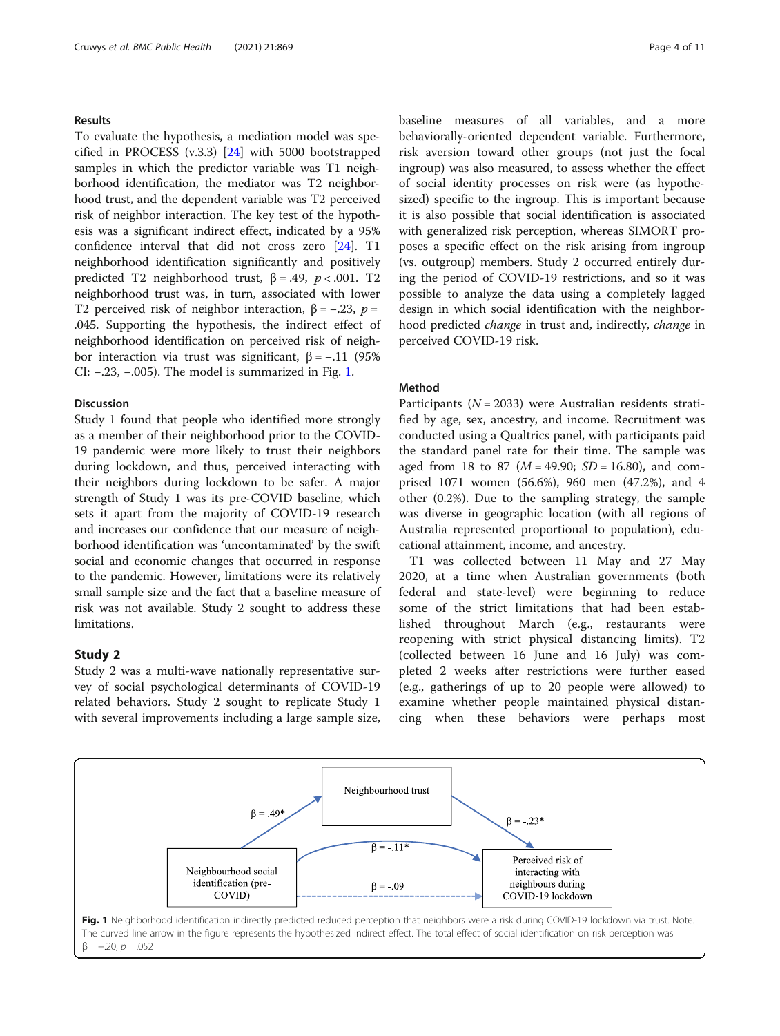## Results

To evaluate the hypothesis, a mediation model was specified in PROCESS (v.3.3) [24] with 5000 bootstrapped samples in which the predictor variable was T1 neighborhood identification, the mediator was T2 neighborhood trust, and the dependent variable was T2 perceived risk of neighbor interaction. The key test of the hypothesis was a significant indirect effect, indicated by a 95% confidence interval that did not cross zero [24]. T1 neighborhood identification significantly and positively predicted T2 neighborhood trust, $\beta = .49$, $p < .001$. T2 neighborhood trust was, in turn, associated with lower T2 perceived risk of neighbor interaction, $\beta = -.23$, $p = .045$. Supporting the hypothesis, the indirect effect of neighborhood identification on perceived risk of neighbor interaction via trust was significant, $\beta = -.11$ (95% CI: $-.23$, $-.005$). The model is summarized in Fig. 1.

## Discussion

Study 1 found that people who identified more strongly as a member of their neighborhood prior to the COVID-19 pandemic were more likely to trust their neighbors during lockdown, and thus, perceived interacting with their neighbors during lockdown to be safer. A major strength of Study 1 was its pre-COVID baseline, which sets it apart from the majority of COVID-19 research and increases our confidence that our measure of neighborhood identification was 'uncontaminated' by the swift social and economic changes that occurred in response to the pandemic. However, limitations were its relatively small sample size and the fact that a baseline measure of risk was not available. Study 2 sought to address these limitations.

# Study 2

Study 2 was a multi-wave nationally representative survey of social psychological determinants of COVID-19 related behaviors. Study 2 sought to replicate Study 1 with several improvements including a large sample size, baseline measures of all variables, and a more behaviorally-oriented dependent variable. Furthermore, risk aversion toward other groups (not just the focal ingroup) was also measured, to assess whether the effect of social identity processes on risk were (as hypothesized) specific to the ingroup. This is important because it is also possible that social identification is associated with generalized risk perception, whereas SIMORT proposes a specific effect on the risk arising from ingroup (vs. outgroup) members. Study 2 occurred entirely during the period of COVID-19 restrictions, and so it was possible to analyze the data using a completely lagged design in which social identification with the neighborhood predicted *change* in trust and, indirectly, *change* in perceived COVID-19 risk.

## Method

Participants ($N = 2033$) were Australian residents stratified by age, sex, ancestry, and income. Recruitment was conducted using a Qualtrics panel, with participants paid the standard panel rate for their time. The sample was aged from 18 to 87 ($M = 49.90$; $SD = 16.80$), and comprised 1071 women (56.6%), 960 men (47.2%), and 4 other (0.2%). Due to the sampling strategy, the sample was diverse in geographic location (with all regions of Australia represented proportional to population), educational attainment, income, and ancestry.

T1 was collected between 11 May and 27 May 2020, at a time when Australian governments (both federal and state-level) were beginning to reduce some of the strict limitations that had been established throughout March (e.g., restaurants were reopening with strict physical distancing limits). T2 (collected between 16 June and 16 July) was completed 2 weeks after restrictions were further eased (e.g., gatherings of up to 20 people were allowed) to examine whether people maintained physical distancing when these behaviors were perhaps most

Neighbourhood social identification (pre-COVID) → Neighbourhood trust: β = .49*
Neighbourhood trust → Perceived risk of interacting with neighbours during COVID-19 lockdown: β = -.23*
Indirect effect: β = -.11*
Direct effect: β = -.09

**Fig. 1** Neighborhood identification indirectly predicted reduced perception that neighbors were a risk during COVID-19 lockdown via trust. Note. The curved line arrow in the figure represents the hypothesized indirect effect. The total effect of social identification on risk perception was $\beta = -.20$, $p = .052$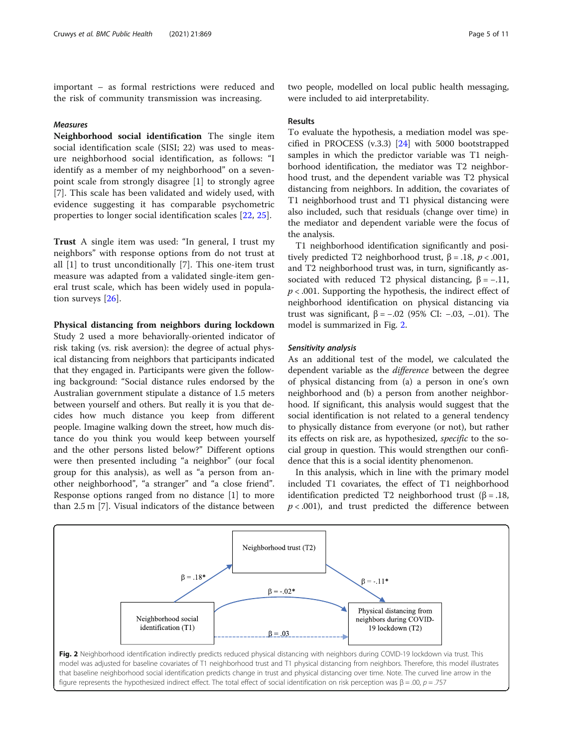important – as formal restrictions were reduced and the risk of community transmission was increasing.

### *Measures*

**Neighborhood social identification** The single item social identification scale (SISI; 22) was used to measure neighborhood social identification, as follows: "I identify as a member of my neighborhood" on a seven-point scale from strongly disagree [1] to strongly agree [7]. This scale has been validated and widely used, with evidence suggesting it has comparable psychometric properties to longer social identification scales [22, 25].

**Trust** A single item was used: "In general, I trust my neighbors" with response options from do not trust at all [1] to trust unconditionally [7]. This one-item trust measure was adapted from a validated single-item general trust scale, which has been widely used in population surveys [26].

**Physical distancing from neighbors during lockdown** Study 2 used a more behaviorally-oriented indicator of risk taking (vs. risk aversion): the degree of actual physical distancing from neighbors that participants indicated that they engaged in. Participants were given the following background: "Social distance rules endorsed by the Australian government stipulate a distance of 1.5 meters between yourself and others. But really it is you that decides how much distance you keep from different people. Imagine walking down the street, how much distance do you think you would keep between yourself and the other persons listed below?" Different options were then presented including "a neighbor" (our focal group for this analysis), as well as "a person from another neighborhood", "a stranger" and "a close friend". Response options ranged from no distance [1] to more than 2.5 m [7]. Visual indicators of the distance between two people, modelled on local public health messaging, were included to aid interpretability.

### Results

To evaluate the hypothesis, a mediation model was specified in PROCESS (v.3.3) [24] with 5000 bootstrapped samples in which the predictor variable was T1 neighborhood identification, the mediator was T2 neighborhood trust, and the dependent variable was T2 physical distancing from neighbors. In addition, the covariates of T1 neighborhood trust and T1 physical distancing were also included, such that residuals (change over time) in the mediator and dependent variable were the focus of the analysis.

T1 neighborhood identification significantly and positively predicted T2 neighborhood trust, $\beta = .18$, $p < .001$, and T2 neighborhood trust was, in turn, significantly associated with reduced T2 physical distancing, $\beta = -.11$, $p < .001$. Supporting the hypothesis, the indirect effect of neighborhood identification on physical distancing via trust was significant, $\beta = -.02$ (95% CI: $-.03$, $-.01$). The model is summarized in Fig. 2.

### *Sensitivity analysis*

As an additional test of the model, we calculated the dependent variable as the *difference* between the degree of physical distancing from (a) a person in one's own neighborhood and (b) a person from another neighborhood. If significant, this analysis would suggest that the social identification is not related to a general tendency to physically distance from everyone (or not), but rather its effects on risk are, as hypothesized, *specific* to the social group in question. This would strengthen our confidence that this is a social identity phenomenon.

In this analysis, which in line with the primary model included T1 covariates, the effect of T1 neighborhood identification predicted T2 neighborhood trust ($\beta = .18$, $p < .001$), and trust predicted the difference between

**Fig. 2** Neighborhood identification indirectly predicts reduced physical distancing with neighbors during COVID-19 lockdown via trust. This model was adjusted for baseline covariates of T1 neighborhood trust and T1 physical distancing from neighbors. Therefore, this model illustrates that baseline neighborhood social identification predicts change in trust and physical distancing over time. Note. The curved line arrow in the figure represents the hypothesized indirect effect. The total effect of social identification on risk perception was $\beta = .00$, $p = .757$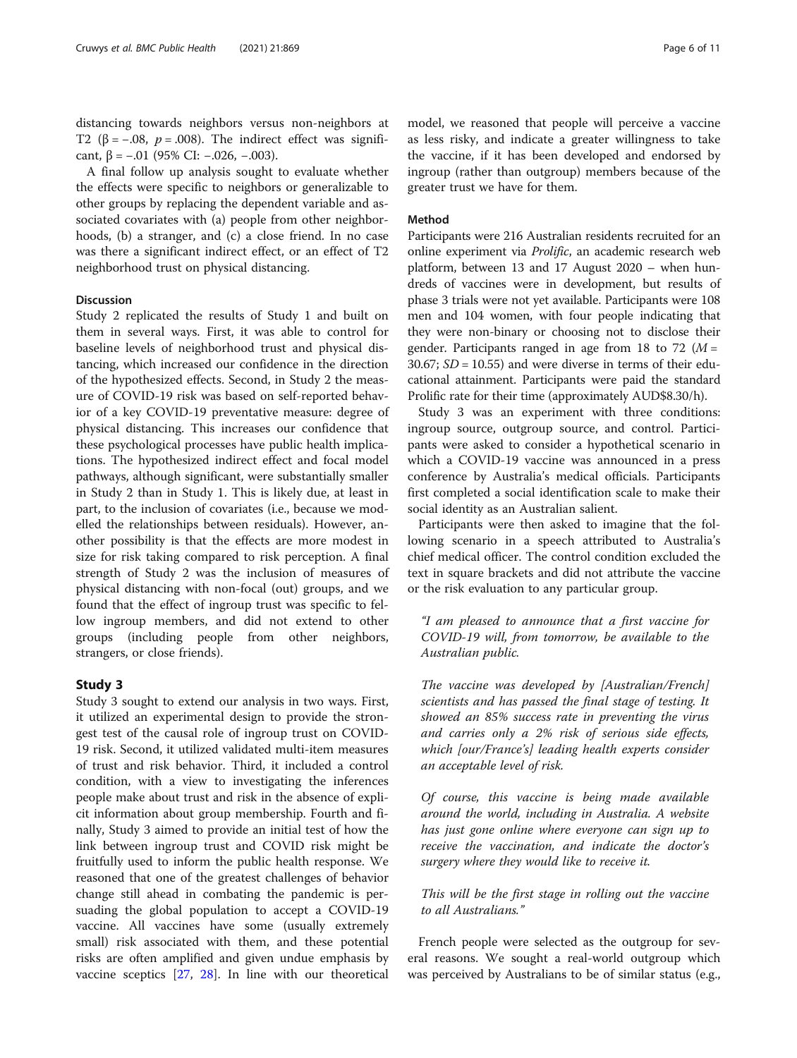distancing towards neighbors versus non-neighbors at T2 ($\beta = -.08$, $p = .008$). The indirect effect was significant, $\beta = -.01$ (95% CI: $-.026$, $-.003$).

A final follow up analysis sought to evaluate whether the effects were specific to neighbors or generalizable to other groups by replacing the dependent variable and associated covariates with (a) people from other neighborhoods, (b) a stranger, and (c) a close friend. In no case was there a significant indirect effect, or an effect of T2 neighborhood trust on physical distancing.

### Discussion

Study 2 replicated the results of Study 1 and built on them in several ways. First, it was able to control for baseline levels of neighborhood trust and physical distancing, which increased our confidence in the direction of the hypothesized effects. Second, in Study 2 the measure of COVID-19 risk was based on self-reported behavior of a key COVID-19 preventative measure: degree of physical distancing. This increases our confidence that these psychological processes have public health implications. The hypothesized indirect effect and focal model pathways, although significant, were substantially smaller in Study 2 than in Study 1. This is likely due, at least in part, to the inclusion of covariates (i.e., because we modelled the relationships between residuals). However, another possibility is that the effects are more modest in size for risk taking compared to risk perception. A final strength of Study 2 was the inclusion of measures of physical distancing with non-focal (out) groups, and we found that the effect of ingroup trust was specific to fellow ingroup members, and did not extend to other groups (including people from other neighbors, strangers, or close friends).

## Study 3

Study 3 sought to extend our analysis in two ways. First, it utilized an experimental design to provide the strongest test of the causal role of ingroup trust on COVID-19 risk. Second, it utilized validated multi-item measures of trust and risk behavior. Third, it included a control condition, with a view to investigating the inferences people make about trust and risk in the absence of explicit information about group membership. Fourth and finally, Study 3 aimed to provide an initial test of how the link between ingroup trust and COVID risk might be fruitfully used to inform the public health response. We reasoned that one of the greatest challenges of behavior change still ahead in combating the pandemic is persuading the global population to accept a COVID-19 vaccine. All vaccines have some (usually extremely small) risk associated with them, and these potential risks are often amplified and given undue emphasis by vaccine sceptics [27, 28]. In line with our theoretical model, we reasoned that people will perceive a vaccine as less risky, and indicate a greater willingness to take the vaccine, if it has been developed and endorsed by ingroup (rather than outgroup) members because of the greater trust we have for them.

### Method

Participants were 216 Australian residents recruited for an online experiment via *Prolific*, an academic research web platform, between 13 and 17 August 2020 – when hundreds of vaccines were in development, but results of phase 3 trials were not yet available. Participants were 108 men and 104 women, with four people indicating that they were non-binary or choosing not to disclose their gender. Participants ranged in age from 18 to 72 ($M = 30.67$; $SD = 10.55$) and were diverse in terms of their educational attainment. Participants were paid the standard Prolific rate for their time (approximately AUD$8.30/h).

Study 3 was an experiment with three conditions: ingroup source, outgroup source, and control. Participants were asked to consider a hypothetical scenario in which a COVID-19 vaccine was announced in a press conference by Australia's medical officials. Participants first completed a social identification scale to make their social identity as an Australian salient.

Participants were then asked to imagine that the following scenario in a speech attributed to Australia's chief medical officer. The control condition excluded the text in square brackets and did not attribute the vaccine or the risk evaluation to any particular group.

> *"I am pleased to announce that a first vaccine for COVID-19 will, from tomorrow, be available to the Australian public.*
>
> *The vaccine was developed by [Australian/French] scientists and has passed the final stage of testing. It showed an 85% success rate in preventing the virus and carries only a 2% risk of serious side effects, which [our/France's] leading health experts consider an acceptable level of risk.*
>
> *Of course, this vaccine is being made available around the world, including in Australia. A website has just gone online where everyone can sign up to receive the vaccination, and indicate the doctor's surgery where they would like to receive it.*
>
> *This will be the first stage in rolling out the vaccine to all Australians."*

French people were selected as the outgroup for several reasons. We sought a real-world outgroup which was perceived by Australians to be of similar status (e.g.,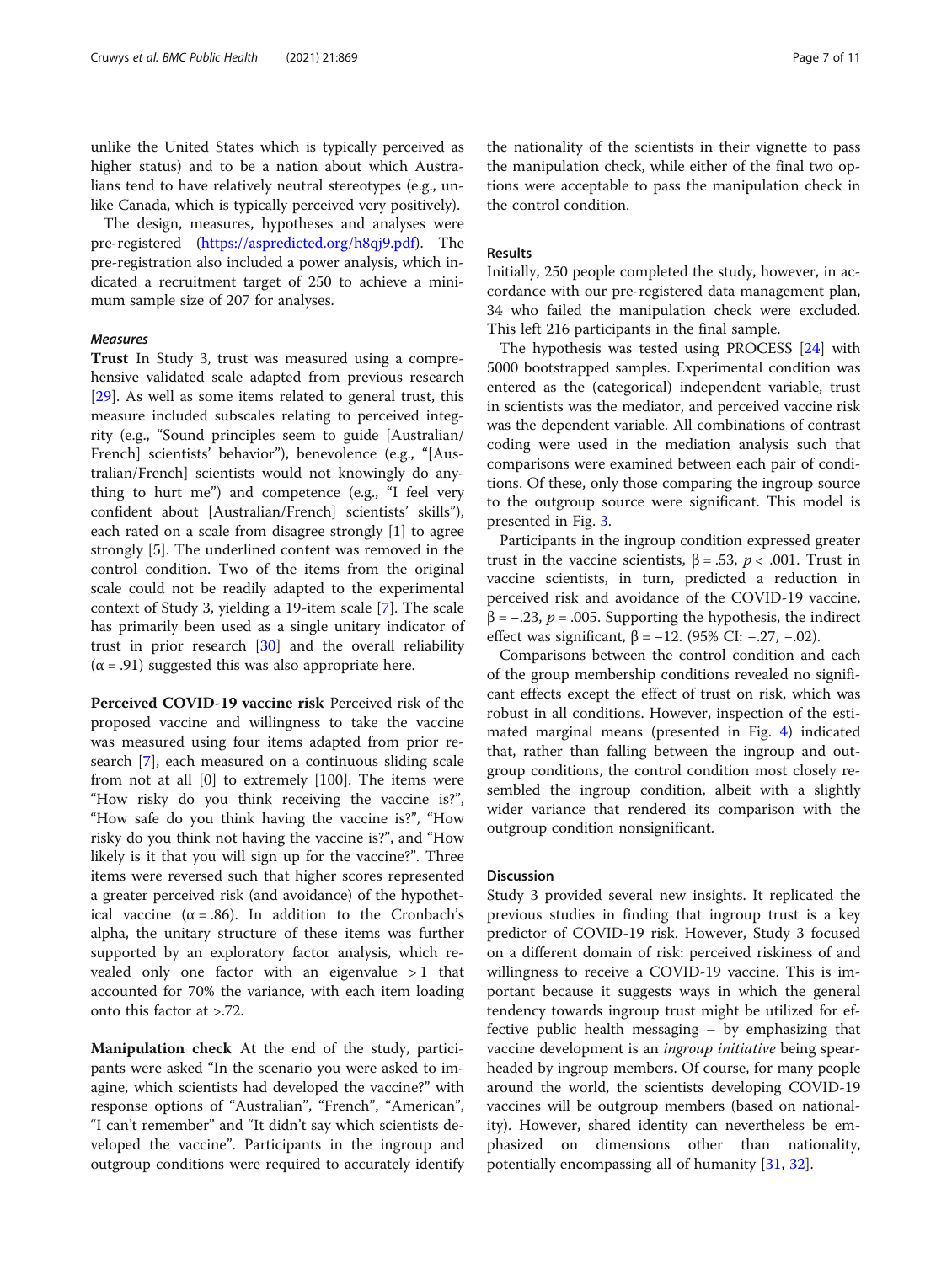unlike the United States which is typically perceived as higher status) and to be a nation about which Australians tend to have relatively neutral stereotypes (e.g., unlike Canada, which is typically perceived very positively).

The design, measures, hypotheses and analyses were pre-registered (https://aspredicted.org/h8qj9.pdf). The pre-registration also included a power analysis, which indicated a recruitment target of 250 to achieve a minimum sample size of 207 for analyses.

#### Measures

**Trust** In Study 3, trust was measured using a comprehensive validated scale adapted from previous research [29]. As well as some items related to general trust, this measure included subscales relating to perceived integrity (e.g., "Sound principles seem to guide [Australian/French] scientists' behavior"), benevolence (e.g., "[Australian/French] scientists would not knowingly do anything to hurt me") and competence (e.g., "I feel very confident about [Australian/French] scientists' skills"), each rated on a scale from disagree strongly [1] to agree strongly [5]. The underlined content was removed in the control condition. Two of the items from the original scale could not be readily adapted to the experimental context of Study 3, yielding a 19-item scale [7]. The scale has primarily been used as a single unitary indicator of trust in prior research [30] and the overall reliability ($\alpha = .91$) suggested this was also appropriate here.

**Perceived COVID-19 vaccine risk** Perceived risk of the proposed vaccine and willingness to take the vaccine was measured using four items adapted from prior research [7], each measured on a continuous sliding scale from not at all [0] to extremely [100]. The items were "How risky do you think receiving the vaccine is?", "How safe do you think having the vaccine is?", "How risky do you think not having the vaccine is?", and "How likely is it that you will sign up for the vaccine?". Three items were reversed such that higher scores represented a greater perceived risk (and avoidance) of the hypothetical vaccine ($\alpha = .86$). In addition to the Cronbach's alpha, the unitary structure of these items was further supported by an exploratory factor analysis, which revealed only one factor with an eigenvalue $> 1$ that accounted for 70% the variance, with each item loading onto this factor at >.72.

**Manipulation check** At the end of the study, participants were asked "In the scenario you were asked to imagine, which scientists had developed the vaccine?" with response options of "Australian", "French", "American", "I can't remember" and "It didn't say which scientists developed the vaccine". Participants in the ingroup and outgroup conditions were required to accurately identify the nationality of the scientists in their vignette to pass the manipulation check, while either of the final two options were acceptable to pass the manipulation check in the control condition.

### Results

Initially, 250 people completed the study, however, in accordance with our pre-registered data management plan, 34 who failed the manipulation check were excluded. This left 216 participants in the final sample.

The hypothesis was tested using PROCESS [24] with 5000 bootstrapped samples. Experimental condition was entered as the (categorical) independent variable, trust in scientists was the mediator, and perceived vaccine risk was the dependent variable. All combinations of contrast coding were used in the mediation analysis such that comparisons were examined between each pair of conditions. Of these, only those comparing the ingroup source to the outgroup source were significant. This model is presented in Fig. 3.

Participants in the ingroup condition expressed greater trust in the vaccine scientists, $\beta = .53$, $p < .001$. Trust in vaccine scientists, in turn, predicted a reduction in perceived risk and avoidance of the COVID-19 vaccine, $\beta = -.23$, $p = .005$. Supporting the hypothesis, the indirect effect was significant, $\beta = -12$. (95% CI: $-.27$, $-.02$).

Comparisons between the control condition and each of the group membership conditions revealed no significant effects except the effect of trust on risk, which was robust in all conditions. However, inspection of the estimated marginal means (presented in Fig. 4) indicated that, rather than falling between the ingroup and outgroup conditions, the control condition most closely resembled the ingroup condition, albeit with a slightly wider variance that rendered its comparison with the outgroup condition nonsignificant.

### Discussion

Study 3 provided several new insights. It replicated the previous studies in finding that ingroup trust is a key predictor of COVID-19 risk. However, Study 3 focused on a different domain of risk: perceived riskiness of and willingness to receive a COVID-19 vaccine. This is important because it suggests ways in which the general tendency towards ingroup trust might be utilized for effective public health messaging – by emphasizing that vaccine development is an *ingroup initiative* being spearheaded by ingroup members. Of course, for many people around the world, the scientists developing COVID-19 vaccines will be outgroup members (based on nationality). However, shared identity can nevertheless be emphasized on dimensions other than nationality, potentially encompassing all of humanity [31, 32].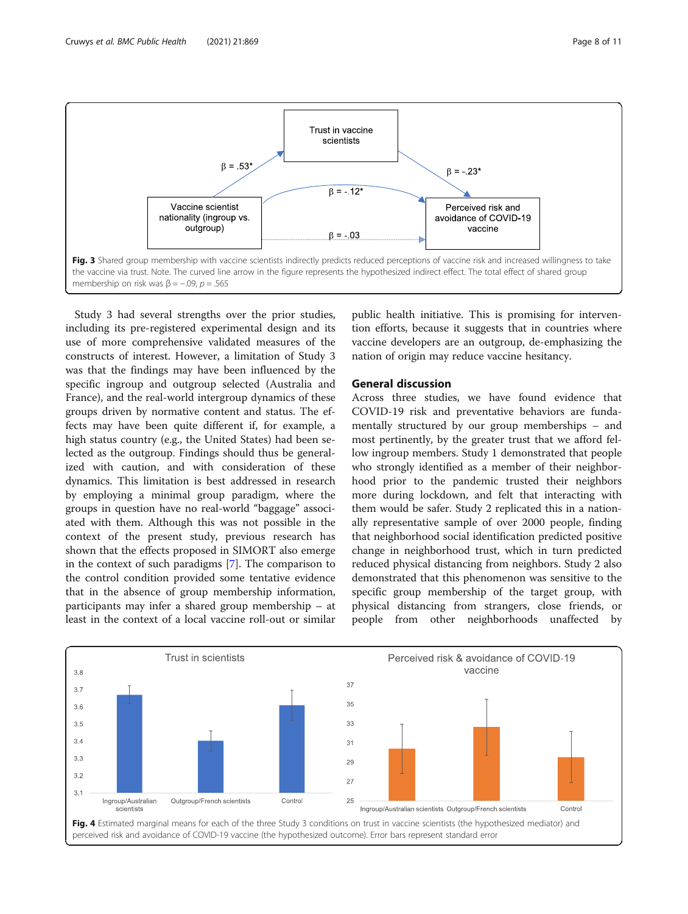Fig. 3 Shared group membership with vaccine scientists indirectly predicts reduced perceptions of vaccine risk and increased willingness to take the vaccine via trust. Note. The curved line arrow in the figure represents the hypothesized indirect effect. The total effect of shared group membership on risk was $\beta = -.09$, $p = .565$

Study 3 had several strengths over the prior studies, including its pre-registered experimental design and its use of more comprehensive validated measures of the constructs of interest. However, a limitation of Study 3 was that the findings may have been influenced by the specific ingroup and outgroup selected (Australia and France), and the real-world intergroup dynamics of these groups driven by normative content and status. The effects may have been quite different if, for example, a high status country (e.g., the United States) had been selected as the outgroup. Findings should thus be generalized with caution, and with consideration of these dynamics. This limitation is best addressed in research by employing a minimal group paradigm, where the groups in question have no real-world "baggage" associated with them. Although this was not possible in the context of the present study, previous research has shown that the effects proposed in SIMORT also emerge in the context of such paradigms [7]. The comparison to the control condition provided some tentative evidence that in the absence of group membership information, participants may infer a shared group membership – at least in the context of a local vaccine roll-out or similar public health initiative. This is promising for intervention efforts, because it suggests that in countries where vaccine developers are an outgroup, de-emphasizing the nation of origin may reduce vaccine hesitancy.

## General discussion

Across three studies, we have found evidence that COVID-19 risk and preventative behaviors are fundamentally structured by our group memberships – and most pertinently, by the greater trust that we afford fellow ingroup members. Study 1 demonstrated that people who strongly identified as a member of their neighborhood prior to the pandemic trusted their neighbors more during lockdown, and felt that interacting with them would be safer. Study 2 replicated this in a nationally representative sample of over 2000 people, finding that neighborhood social identification predicted positive change in neighborhood trust, which in turn predicted reduced physical distancing from neighbors. Study 2 also demonstrated that this phenomenon was sensitive to the specific group membership of the target group, with physical distancing from strangers, close friends, or people from other neighborhoods unaffected by

Fig. 4 Estimated marginal means for each of the three Study 3 conditions on trust in vaccine scientists (the hypothesized mediator) and perceived risk and avoidance of COVID-19 vaccine (the hypothesized outcome). Error bars represent standard error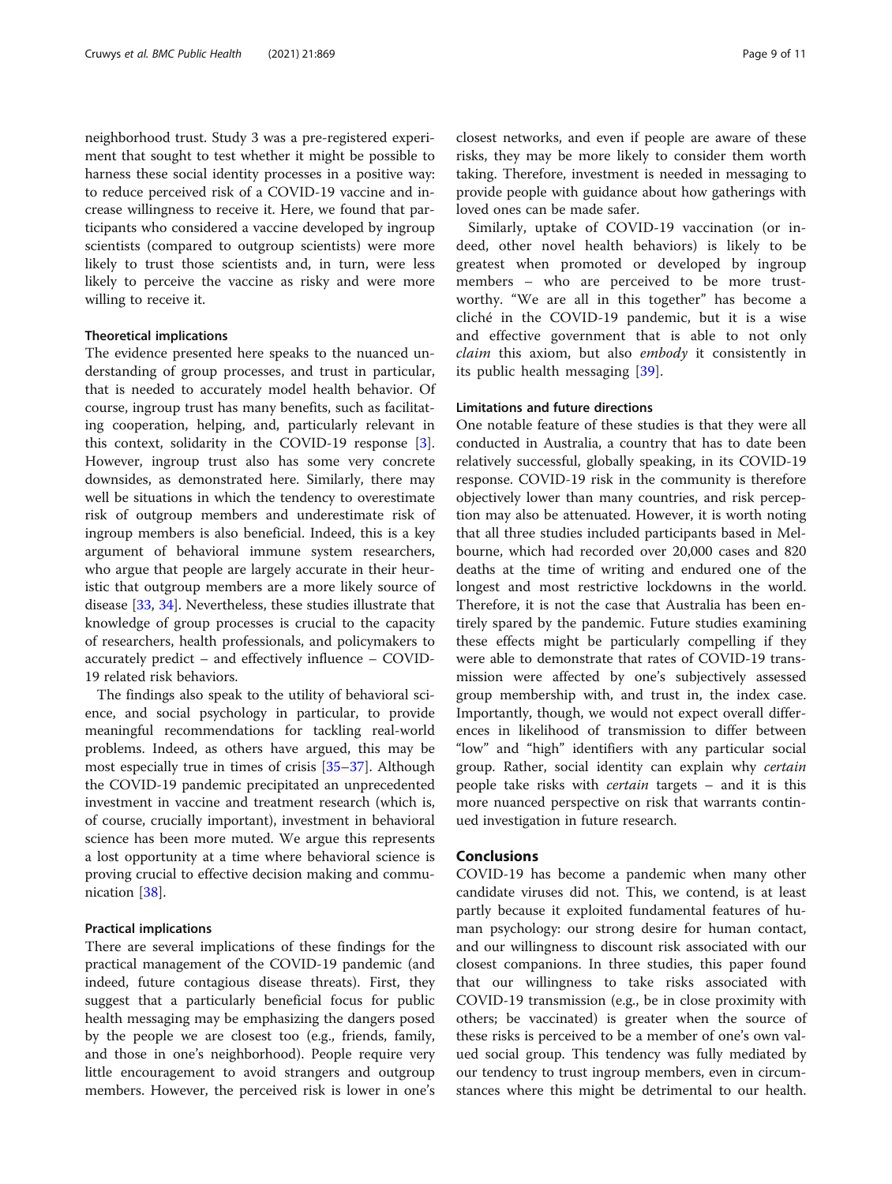neighborhood trust. Study 3 was a pre-registered experiment that sought to test whether it might be possible to harness these social identity processes in a positive way: to reduce perceived risk of a COVID-19 vaccine and increase willingness to receive it. Here, we found that participants who considered a vaccine developed by ingroup scientists (compared to outgroup scientists) were more likely to trust those scientists and, in turn, were less likely to perceive the vaccine as risky and were more willing to receive it.

### Theoretical implications

The evidence presented here speaks to the nuanced understanding of group processes, and trust in particular, that is needed to accurately model health behavior. Of course, ingroup trust has many benefits, such as facilitating cooperation, helping, and, particularly relevant in this context, solidarity in the COVID-19 response [3]. However, ingroup trust also has some very concrete downsides, as demonstrated here. Similarly, there may well be situations in which the tendency to overestimate risk of outgroup members and underestimate risk of ingroup members is also beneficial. Indeed, this is a key argument of behavioral immune system researchers, who argue that people are largely accurate in their heuristic that outgroup members are a more likely source of disease [33, 34]. Nevertheless, these studies illustrate that knowledge of group processes is crucial to the capacity of researchers, health professionals, and policymakers to accurately predict – and effectively influence – COVID-19 related risk behaviors.

The findings also speak to the utility of behavioral science, and social psychology in particular, to provide meaningful recommendations for tackling real-world problems. Indeed, as others have argued, this may be most especially true in times of crisis [35–37]. Although the COVID-19 pandemic precipitated an unprecedented investment in vaccine and treatment research (which is, of course, crucially important), investment in behavioral science has been more muted. We argue this represents a lost opportunity at a time where behavioral science is proving crucial to effective decision making and communication [38].

### Practical implications

There are several implications of these findings for the practical management of the COVID-19 pandemic (and indeed, future contagious disease threats). First, they suggest that a particularly beneficial focus for public health messaging may be emphasizing the dangers posed by the people we are closest too (e.g., friends, family, and those in one's neighborhood). People require very little encouragement to avoid strangers and outgroup members. However, the perceived risk is lower in one's closest networks, and even if people are aware of these risks, they may be more likely to consider them worth taking. Therefore, investment is needed in messaging to provide people with guidance about how gatherings with loved ones can be made safer.

Similarly, uptake of COVID-19 vaccination (or indeed, other novel health behaviors) is likely to be greatest when promoted or developed by ingroup members – who are perceived to be more trustworthy. "We are all in this together" has become a cliché in the COVID-19 pandemic, but it is a wise and effective government that is able to not only *claim* this axiom, but also *embody* it consistently in its public health messaging [39].

### Limitations and future directions

One notable feature of these studies is that they were all conducted in Australia, a country that has to date been relatively successful, globally speaking, in its COVID-19 response. COVID-19 risk in the community is therefore objectively lower than many countries, and risk perception may also be attenuated. However, it is worth noting that all three studies included participants based in Melbourne, which had recorded over 20,000 cases and 820 deaths at the time of writing and endured one of the longest and most restrictive lockdowns in the world. Therefore, it is not the case that Australia has been entirely spared by the pandemic. Future studies examining these effects might be particularly compelling if they were able to demonstrate that rates of COVID-19 transmission were affected by one's subjectively assessed group membership with, and trust in, the index case. Importantly, though, we would not expect overall differences in likelihood of transmission to differ between "low" and "high" identifiers with any particular social group. Rather, social identity can explain why *certain* people take risks with *certain* targets – and it is this more nuanced perspective on risk that warrants continued investigation in future research.

## Conclusions

COVID-19 has become a pandemic when many other candidate viruses did not. This, we contend, is at least partly because it exploited fundamental features of human psychology: our strong desire for human contact, and our willingness to discount risk associated with our closest companions. In three studies, this paper found that our willingness to take risks associated with COVID-19 transmission (e.g., be in close proximity with others; be vaccinated) is greater when the source of these risks is perceived to be a member of one's own valued social group. This tendency was fully mediated by our tendency to trust ingroup members, even in circumstances where this might be detrimental to our health.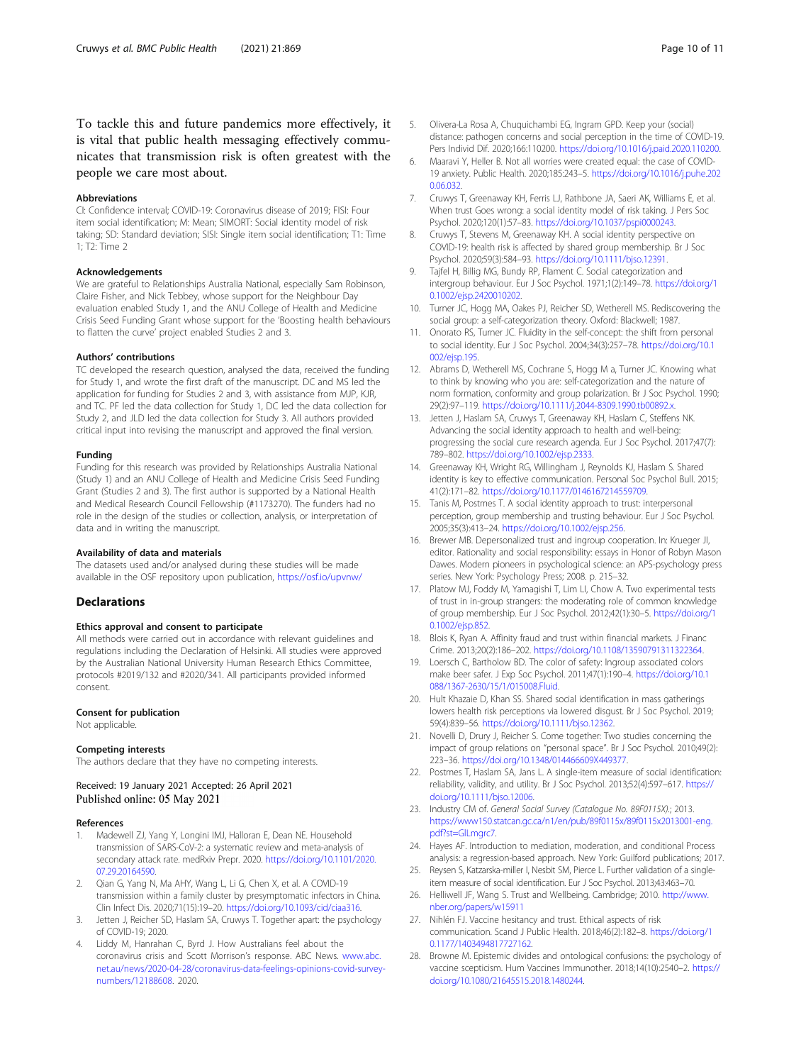To tackle this and future pandemics more effectively, it is vital that public health messaging effectively communicates that transmission risk is often greatest with the people we care most about.

### Abbreviations

CI: Confidence interval; COVID-19: Coronavirus disease of 2019; FISI: Four item social identification; M: Mean; SIMORT: Social identity model of risk taking; SD: Standard deviation; SISI: Single item social identification; T1: Time 1; T2: Time 2

### Acknowledgements

We are grateful to Relationships Australia National, especially Sam Robinson, Claire Fisher, and Nick Tebbey, whose support for the Neighbour Day evaluation enabled Study 1, and the ANU College of Health and Medicine Crisis Seed Funding Grant whose support for the 'Boosting health behaviours to flatten the curve' project enabled Studies 2 and 3.

### Authors' contributions

TC developed the research question, analysed the data, received the funding for Study 1, and wrote the first draft of the manuscript. DC and MS led the application for funding for Studies 2 and 3, with assistance from MJP, KJR, and TC. PF led the data collection for Study 1, DC led the data collection for Study 2, and JLD led the data collection for Study 3. All authors provided critical input into revising the manuscript and approved the final version.

### Funding

Funding for this research was provided by Relationships Australia National (Study 1) and an ANU College of Health and Medicine Crisis Seed Funding Grant (Studies 2 and 3). The first author is supported by a National Health and Medical Research Council Fellowship (#1173270). The funders had no role in the design of the studies or collection, analysis, or interpretation of data and in writing the manuscript.

### Availability of data and materials

The datasets used and/or analysed during these studies will be made available in the OSF repository upon publication, https://osf.io/upvnw/

## Declarations

### Ethics approval and consent to participate

All methods were carried out in accordance with relevant guidelines and regulations including the Declaration of Helsinki. All studies were approved by the Australian National University Human Research Ethics Committee, protocols #2019/132 and #2020/341. All participants provided informed consent.

### Consent for publication

Not applicable.

### Competing interests

The authors declare that they have no competing interests.

Received: 19 January 2021 Accepted: 26 April 2021
Published online: 05 May 2021

### References

1. Madewell ZJ, Yang Y, Longini IMJ, Halloran E, Dean NE. Household transmission of SARS-CoV-2: a systematic review and meta-analysis of secondary attack rate. medRxiv Prepr. 2020. https://doi.org/10.1101/2020.07.29.20164590.
2. Qian G, Yang N, Ma AHY, Wang L, Li G, Chen X, et al. A COVID-19 transmission within a family cluster by presymptomatic infectors in China. Clin Infect Dis. 2020;71(15):19–20. https://doi.org/10.1093/cid/ciaa316.
3. Jetten J, Reicher SD, Haslam SA, Cruwys T. Together apart: the psychology of COVID-19; 2020.
4. Liddy M, Hanrahan C, Byrd J. How Australians feel about the coronavirus crisis and Scott Morrison's response. ABC News. www.abc.net.au/news/2020-04-28/coronavirus-data-feelings-opinions-covid-survey-numbers/12188608. 2020.
5. Olivera-La Rosa A, Chuquichambi EG, Ingram GPD. Keep your (social) distance: pathogen concerns and social perception in the time of COVID-19. Pers Individ Dif. 2020;166:110200. https://doi.org/10.1016/j.paid.2020.110200.
6. Maaravi Y, Heller B. Not all worries were created equal: the case of COVID-19 anxiety. Public Health. 2020;185:243–5. https://doi.org/10.1016/j.puhe.2020.06.032.
7. Cruwys T, Greenaway KH, Ferris LJ, Rathbone JA, Saeri AK, Williams E, et al. When trust Goes wrong: a social identity model of risk taking. J Pers Soc Psychol. 2020;120(1):57–83. https://doi.org/10.1037/pspi0000243.
8. Cruwys T, Stevens M, Greenaway KH. A social identity perspective on COVID-19: health risk is affected by shared group membership. Br J Soc Psychol. 2020;59(3):584–93. https://doi.org/10.1111/bjso.12391.
9. Tajfel H, Billig MG, Bundy RP, Flament C. Social categorization and intergroup behaviour. Eur J Soc Psychol. 1971;1(2):149–78. https://doi.org/10.1002/ejsp.2420010202.
10. Turner JC, Hogg MA, Oakes PJ, Reicher SD, Wetherell MS. Rediscovering the social group: a self-categorization theory. Oxford: Blackwell; 1987.
11. Onorato RS, Turner JC. Fluidity in the self-concept: the shift from personal to social identity. Eur J Soc Psychol. 2004;34(3):257–78. https://doi.org/10.1002/ejsp.195.
12. Abrams D, Wetherell MS, Cochrane S, Hogg M a, Turner JC. Knowing what to think by knowing who you are: self-categorization and the nature of norm formation, conformity and group polarization. Br J Soc Psychol. 1990;29(2):97–119. https://doi.org/10.1111/j.2044-8309.1990.tb00892.x.
13. Jetten J, Haslam SA, Cruwys T, Greenaway KH, Haslam C, Steffens NK. Advancing the social identity approach to health and well-being: progressing the social cure research agenda. Eur J Soc Psychol. 2017;47(7):789–802. https://doi.org/10.1002/ejsp.2333.
14. Greenaway KH, Wright RG, Willingham J, Reynolds KJ, Haslam S. Shared identity is key to effective communication. Personal Soc Psychol Bull. 2015;41(2):171–82. https://doi.org/10.1177/0146167214559709.
15. Tanis M, Postmes T. A social identity approach to trust: interpersonal perception, group membership and trusting behaviour. Eur J Soc Psychol. 2005;35(3):413–24. https://doi.org/10.1002/ejsp.256.
16. Brewer MB. Depersonalized trust and ingroup cooperation. In: Krueger JI, editor. Rationality and social responsibility: essays in Honor of Robyn Mason Dawes. Modern pioneers in psychological science: an APS-psychology press series. New York: Psychology Press; 2008. p. 215–32.
17. Platow MJ, Foddy M, Yamagishi T, Lim LI, Chow A. Two experimental tests of trust in in-group strangers: the moderating role of common knowledge of group membership. Eur J Soc Psychol. 2012;42(1):30–5. https://doi.org/10.1002/ejsp.852.
18. Blois K, Ryan A. Affinity fraud and trust within financial markets. J Financ Crime. 2013;20(2):186–202. https://doi.org/10.1108/13590791311322364.
19. Loersch C, Bartholow BD. The color of safety: Ingroup associated colors make beer safer. J Exp Soc Psychol. 2011;47(1):190–4. https://doi.org/10.1088/1367-2630/15/1/015008.Fluid.
20. Hult Khazaie D, Khan SS. Shared social identification in mass gatherings lowers health risk perceptions via lowered disgust. Br J Soc Psychol. 2019;59(4):839–56. https://doi.org/10.1111/bjso.12362.
21. Novelli D, Drury J, Reicher S. Come together: Two studies concerning the impact of group relations on "personal space". Br J Soc Psychol. 2010;49(2):223–36. https://doi.org/10.1348/014466609X449377.
22. Postmes T, Haslam SA, Jans L. A single-item measure of social identification: reliability, validity, and utility. Br J Soc Psychol. 2013;52(4):597–617. https://doi.org/10.1111/bjso.12006.
23. Industry CM of. *General Social Survey (Catalogue No. 89F0115X).*; 2013. https://www150.statcan.gc.ca/n1/en/pub/89f0115x/89f0115x2013001-eng.pdf?st=GILmgrc7.
24. Hayes AF. Introduction to mediation, moderation, and conditional Process analysis: a regression-based approach. New York: Guilford publications; 2017.
25. Reysen S, Katzarska-miller I, Nesbit SM, Pierce L. Further validation of a single-item measure of social identification. Eur J Soc Psychol. 2013;43:463–70.
26. Helliwell JF, Wang S. Trust and Wellbeing. Cambridge; 2010. http://www.nber.org/papers/w15911
27. Nihlén FJ. Vaccine hesitancy and trust. Ethical aspects of risk communication. Scand J Public Health. 2018;46(2):182–8. https://doi.org/10.1177/1403494817727162.
28. Browne M. Epistemic divides and ontological confusions: the psychology of vaccine scepticism. Hum Vaccines Immunother. 2018;14(10):2540–2. https://doi.org/10.1080/21645515.2018.1480244.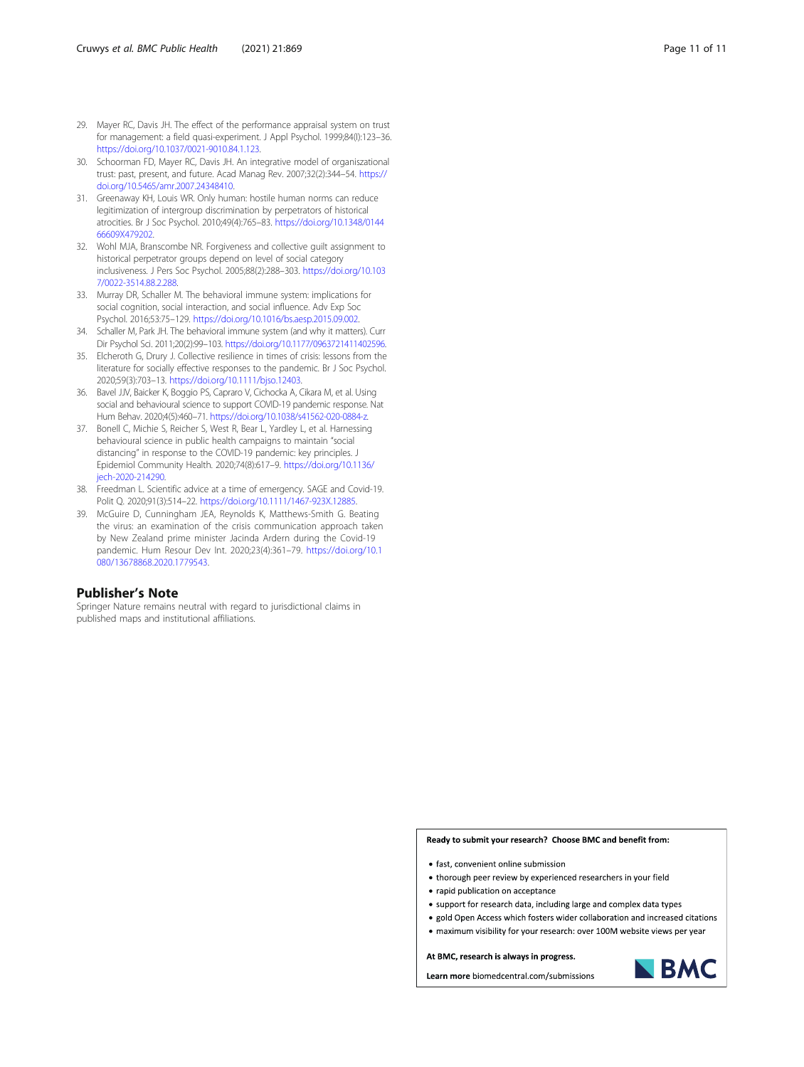29. Mayer RC, Davis JH. The effect of the performance appraisal system on trust for management: a field quasi-experiment. J Appl Psychol. 1999;84(l):123–36. https://doi.org/10.1037/0021-9010.84.1.123.
30. Schoorman FD, Mayer RC, Davis JH. An integrative model of organiszational trust: past, present, and future. Acad Manag Rev. 2007;32(2):344–54. https://doi.org/10.5465/amr.2007.24348410.
31. Greenaway KH, Louis WR. Only human: hostile human norms can reduce legitimization of intergroup discrimination by perpetrators of historical atrocities. Br J Soc Psychol. 2010;49(4):765–83. https://doi.org/10.1348/014466609X479202.
32. Wohl MJA, Branscombe NR. Forgiveness and collective guilt assignment to historical perpetrator groups depend on level of social category inclusiveness. J Pers Soc Psychol. 2005;88(2):288–303. https://doi.org/10.1037/0022-3514.88.2.288.
33. Murray DR, Schaller M. The behavioral immune system: implications for social cognition, social interaction, and social influence. Adv Exp Soc Psychol. 2016;53:75–129. https://doi.org/10.1016/bs.aesp.2015.09.002.
34. Schaller M, Park JH. The behavioral immune system (and why it matters). Curr Dir Psychol Sci. 2011;20(2):99–103. https://doi.org/10.1177/0963721411402596.
35. Elcheroth G, Drury J. Collective resilience in times of crisis: lessons from the literature for socially effective responses to the pandemic. Br J Soc Psychol. 2020;59(3):703–13. https://doi.org/10.1111/bjso.12403.
36. Bavel JJV, Baicker K, Boggio PS, Capraro V, Cichocka A, Cikara M, et al. Using social and behavioural science to support COVID-19 pandemic response. Nat Hum Behav. 2020;4(5):460–71. https://doi.org/10.1038/s41562-020-0884-z.
37. Bonell C, Michie S, Reicher S, West R, Bear L, Yardley L, et al. Harnessing behavioural science in public health campaigns to maintain "social distancing" in response to the COVID-19 pandemic: key principles. J Epidemiol Community Health. 2020;74(8):617–9. https://doi.org/10.1136/jech-2020-214290.
38. Freedman L. Scientific advice at a time of emergency. SAGE and Covid-19. Polit Q. 2020;91(3):514–22. https://doi.org/10.1111/1467-923X.12885.
39. McGuire D, Cunningham JEA, Reynolds K, Matthews-Smith G. Beating the virus: an examination of the crisis communication approach taken by New Zealand prime minister Jacinda Ardern during the Covid-19 pandemic. Hum Resour Dev Int. 2020;23(4):361–79. https://doi.org/10.1080/13678868.2020.1779543.

## Publisher's Note

Springer Nature remains neutral with regard to jurisdictional claims in published maps and institutional affiliations.

**Ready to submit your research? Choose BMC and benefit from:**

- fast, convenient online submission
- thorough peer review by experienced researchers in your field
- rapid publication on acceptance
- support for research data, including large and complex data types
- gold Open Access which fosters wider collaboration and increased citations
- maximum visibility for your research: over 100M website views per year

**At BMC, research is always in progress.**

**Learn more** biomedcentral.com/submissions

BMC